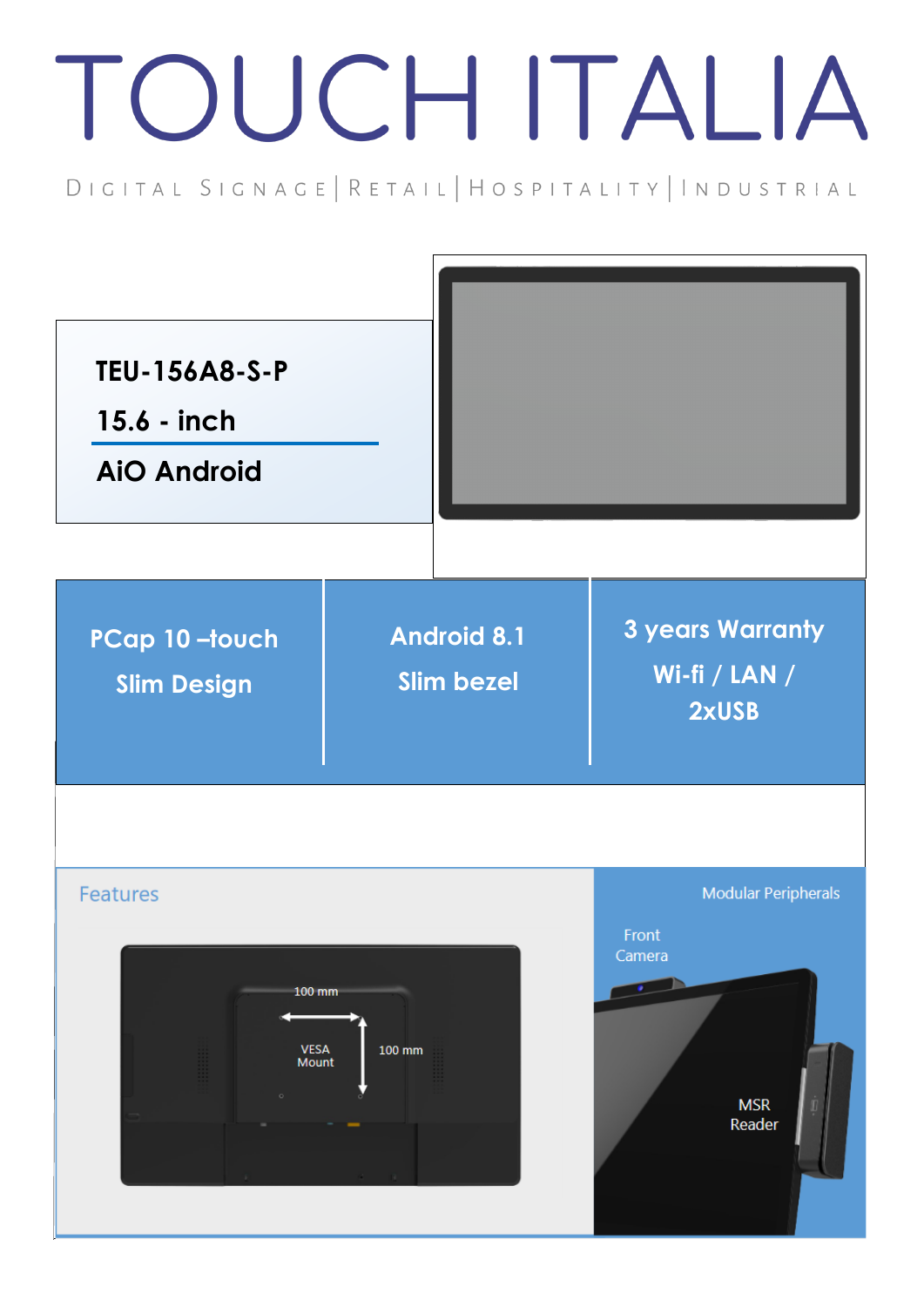# TOUCH ITALIA

DIGITAL SIGNAGE | RETAIL | HOSPITALITY | INDUSTRIAL

**TEU-156A8-S-P**

**15.6 - inch**

**AiO Android**

| PCap 10 –touch<br>Slim Design | Android 8.1<br>Slim bezel | 3 years Warranty<br>Wi-fi / LAN / 2xUSB |
|---|---|---|

## Features

100 mm

VESA Mount

100 mm

Modular Peripherals

Front Camera

MSR Reader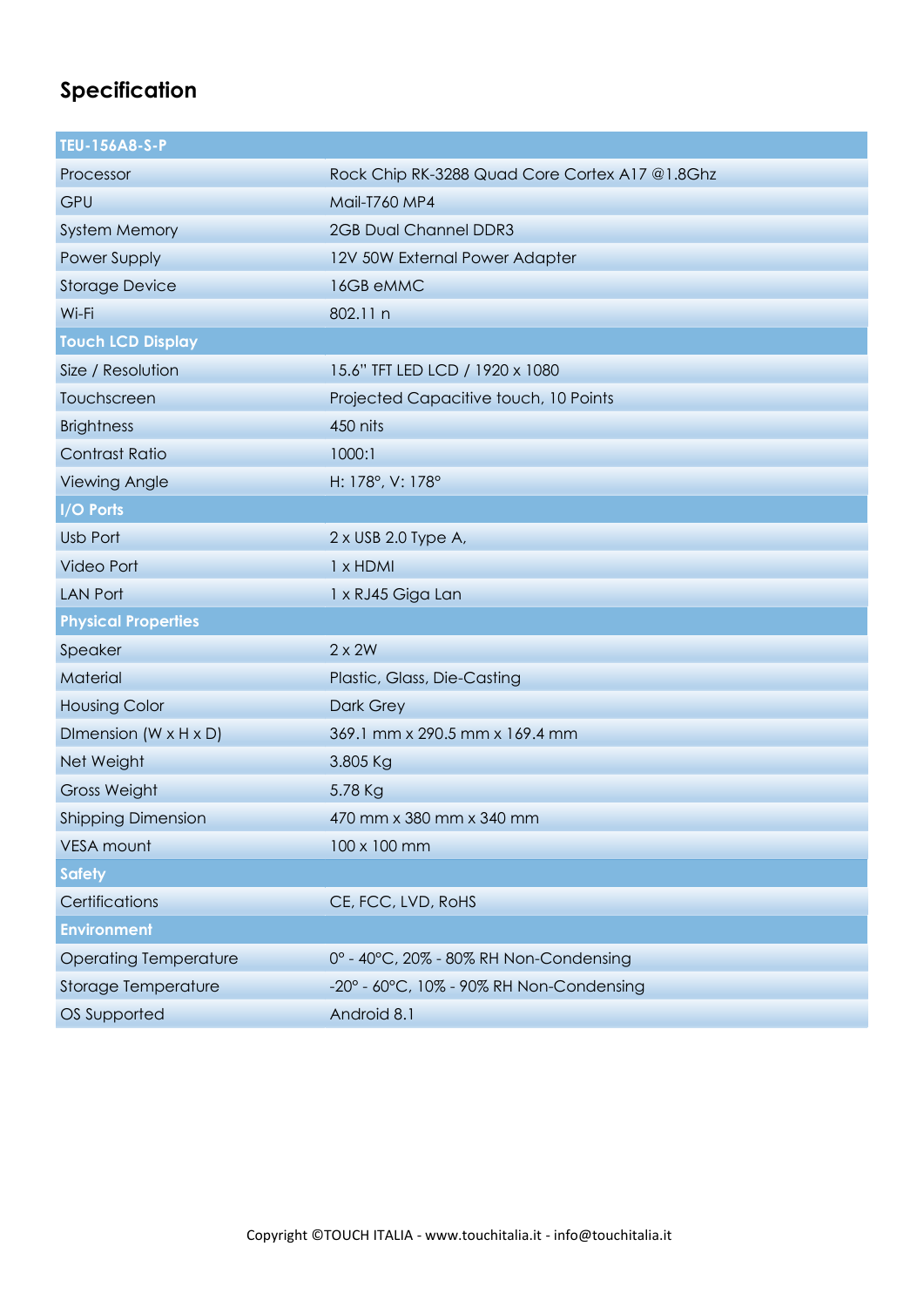## Specification

| TEU-156A8-S-P | |
|---|---|
| Processor | Rock Chip RK-3288 Quad Core Cortex A17 @1.8Ghz |
| GPU | Mail-T760 MP4 |
| System Memory | 2GB Dual Channel DDR3 |
| Power Supply | 12V 50W External Power Adapter |
| Storage Device | 16GB eMMC |
| Wi-Fi | 802.11 n |
| **Touch LCD Display** | |
| Size / Resolution | 15.6" TFT LED LCD / 1920 x 1080 |
| Touchscreen | Projected Capacitive touch, 10 Points |
| Brightness | 450 nits |
| Contrast Ratio | 1000:1 |
| Viewing Angle | H: 178°, V: 178° |
| **I/O Ports** | |
| Usb Port | 2 x USB 2.0 Type A, |
| Video Port | 1 x HDMI |
| LAN Port | 1 x RJ45 Giga Lan |
| **Physical Properties** | |
| Speaker | 2 x 2W |
| Material | Plastic, Glass, Die-Casting |
| Housing Color | Dark Grey |
| DImension (W x H x D) | 369.1 mm x 290.5 mm x 169.4 mm |
| Net Weight | 3.805 Kg |
| Gross Weight | 5.78 Kg |
| Shipping Dimension | 470 mm x 380 mm x 340 mm |
| VESA mount | 100 x 100 mm |
| **Safety** | |
| Certifications | CE, FCC, LVD, RoHS |
| **Environment** | |
| Operating Temperature | 0° - 40°C, 20% - 80% RH Non-Condensing |
| Storage Temperature | -20° - 60°C, 10% - 90% RH Non-Condensing |
| OS Supported | Android 8.1 |

Copyright ©TOUCH ITALIA - www.touchitalia.it - info@touchitalia.it